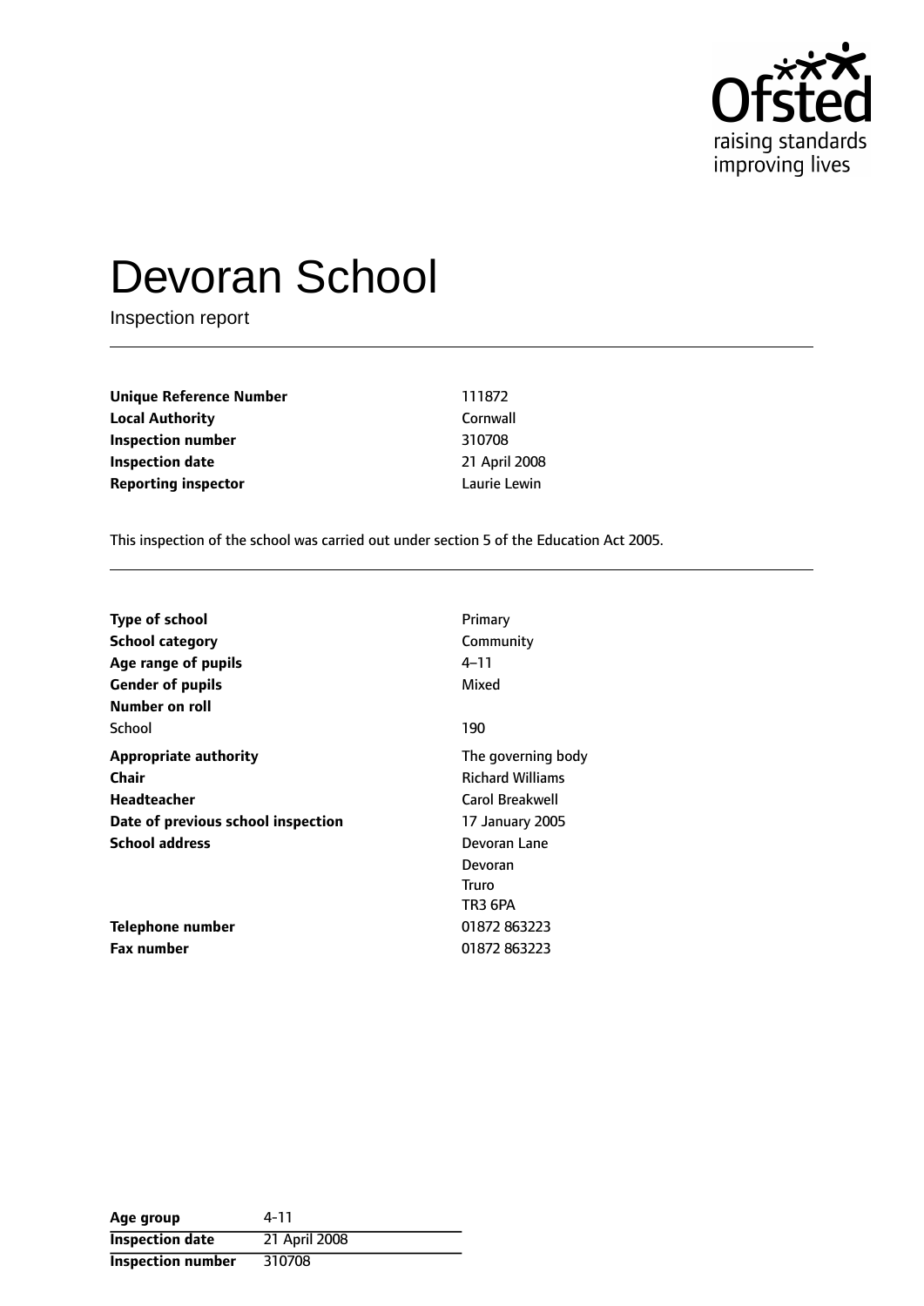Ofsted
raising standards
improving lives

# Devoran School

Inspection report

| | |
|---|---|
| **Unique Reference Number** | 111872 |
| **Local Authority** | Cornwall |
| **Inspection number** | 310708 |
| **Inspection date** | 21 April 2008 |
| **Reporting inspector** | Laurie Lewin |

This inspection of the school was carried out under section 5 of the Education Act 2005.

| | |
|---|---|
| **Type of school** | Primary |
| **School category** | Community |
| **Age range of pupils** | 4–11 |
| **Gender of pupils** | Mixed |
| **Number on roll** | |
| School | 190 |
| **Appropriate authority** | The governing body |
| **Chair** | Richard Williams |
| **Headteacher** | Carol Breakwell |
| **Date of previous school inspection** | 17 January 2005 |
| **School address** | Devoran Lane<br>Devoran<br>Truro<br>TR3 6PA |
| **Telephone number** | 01872 863223 |
| **Fax number** | 01872 863223 |

| | |
|---|---|
| **Age group** | 4-11 |
| **Inspection date** | 21 April 2008 |
| **Inspection number** | 310708 |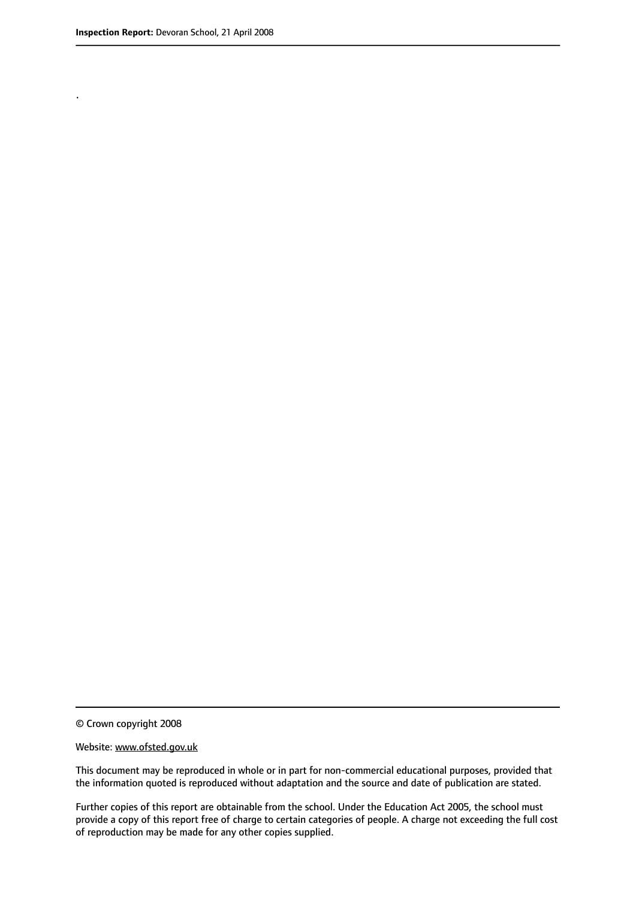.

© Crown copyright 2008

Website: www.ofsted.gov.uk

This document may be reproduced in whole or in part for non-commercial educational purposes, provided that the information quoted is reproduced without adaptation and the source and date of publication are stated.

Further copies of this report are obtainable from the school. Under the Education Act 2005, the school must provide a copy of this report free of charge to certain categories of people. A charge not exceeding the full cost of reproduction may be made for any other copies supplied.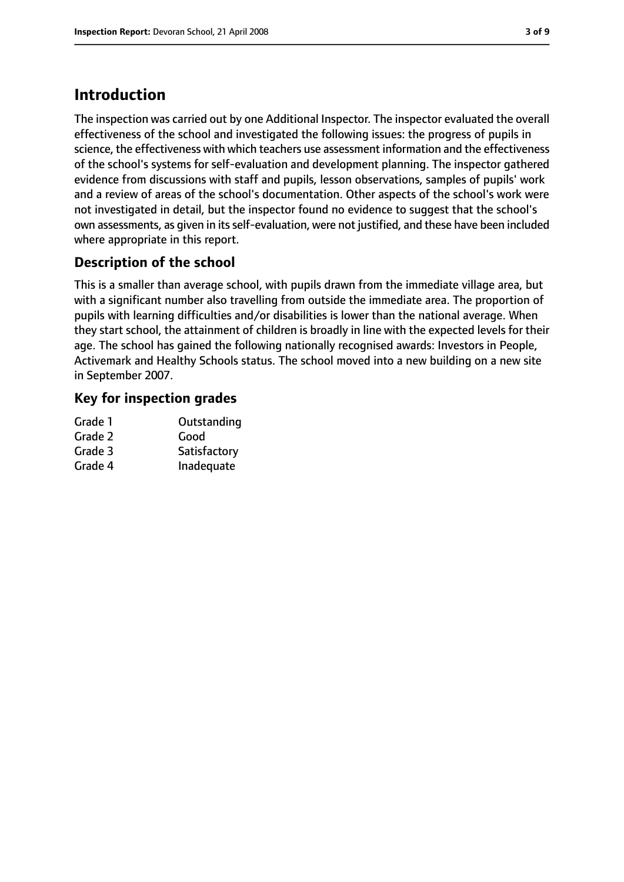## Introduction

The inspection was carried out by one Additional Inspector. The inspector evaluated the overall effectiveness of the school and investigated the following issues: the progress of pupils in science, the effectiveness with which teachers use assessment information and the effectiveness of the school's systems for self-evaluation and development planning. The inspector gathered evidence from discussions with staff and pupils, lesson observations, samples of pupils' work and a review of areas of the school's documentation. Other aspects of the school's work were not investigated in detail, but the inspector found no evidence to suggest that the school's own assessments, as given in its self-evaluation, were not justified, and these have been included where appropriate in this report.

### Description of the school

This is a smaller than average school, with pupils drawn from the immediate village area, but with a significant number also travelling from outside the immediate area. The proportion of pupils with learning difficulties and/or disabilities is lower than the national average. When they start school, the attainment of children is broadly in line with the expected levels for their age. The school has gained the following nationally recognised awards: Investors in People, Activemark and Healthy Schools status. The school moved into a new building on a new site in September 2007.

### Key for inspection grades

| | |
|---|---|
| Grade 1 | Outstanding |
| Grade 2 | Good |
| Grade 3 | Satisfactory |
| Grade 4 | Inadequate |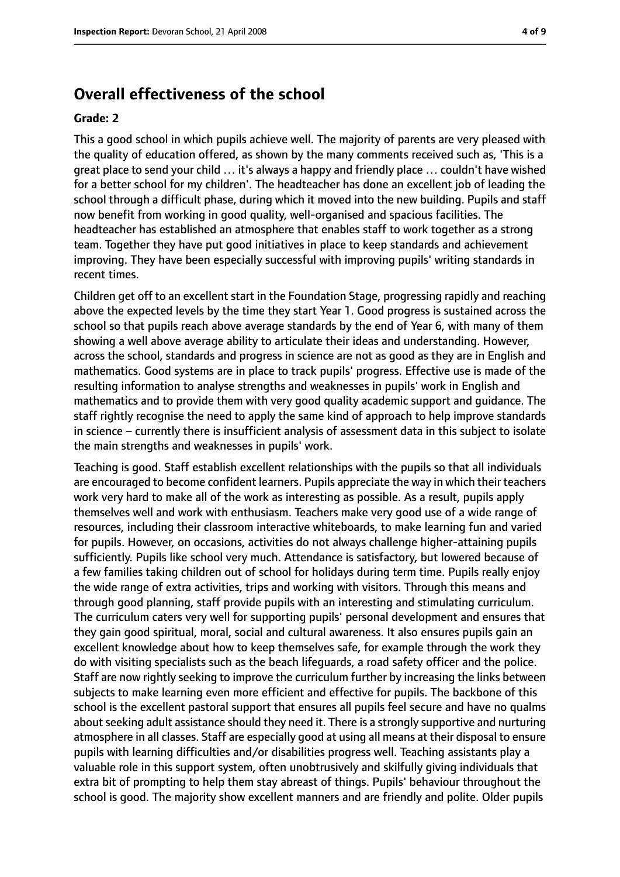## Overall effectiveness of the school

**Grade: 2**

This a good school in which pupils achieve well. The majority of parents are very pleased with the quality of education offered, as shown by the many comments received such as, 'This is a great place to send your child … it's always a happy and friendly place … couldn't have wished for a better school for my children'. The headteacher has done an excellent job of leading the school through a difficult phase, during which it moved into the new building. Pupils and staff now benefit from working in good quality, well-organised and spacious facilities. The headteacher has established an atmosphere that enables staff to work together as a strong team. Together they have put good initiatives in place to keep standards and achievement improving. They have been especially successful with improving pupils' writing standards in recent times.

Children get off to an excellent start in the Foundation Stage, progressing rapidly and reaching above the expected levels by the time they start Year 1. Good progress is sustained across the school so that pupils reach above average standards by the end of Year 6, with many of them showing a well above average ability to articulate their ideas and understanding. However, across the school, standards and progress in science are not as good as they are in English and mathematics. Good systems are in place to track pupils' progress. Effective use is made of the resulting information to analyse strengths and weaknesses in pupils' work in English and mathematics and to provide them with very good quality academic support and guidance. The staff rightly recognise the need to apply the same kind of approach to help improve standards in science – currently there is insufficient analysis of assessment data in this subject to isolate the main strengths and weaknesses in pupils' work.

Teaching is good. Staff establish excellent relationships with the pupils so that all individuals are encouraged to become confident learners. Pupils appreciate the way in which their teachers work very hard to make all of the work as interesting as possible. As a result, pupils apply themselves well and work with enthusiasm. Teachers make very good use of a wide range of resources, including their classroom interactive whiteboards, to make learning fun and varied for pupils. However, on occasions, activities do not always challenge higher-attaining pupils sufficiently. Pupils like school very much. Attendance is satisfactory, but lowered because of a few families taking children out of school for holidays during term time. Pupils really enjoy the wide range of extra activities, trips and working with visitors. Through this means and through good planning, staff provide pupils with an interesting and stimulating curriculum. The curriculum caters very well for supporting pupils' personal development and ensures that they gain good spiritual, moral, social and cultural awareness. It also ensures pupils gain an excellent knowledge about how to keep themselves safe, for example through the work they do with visiting specialists such as the beach lifeguards, a road safety officer and the police. Staff are now rightly seeking to improve the curriculum further by increasing the links between subjects to make learning even more efficient and effective for pupils. The backbone of this school is the excellent pastoral support that ensures all pupils feel secure and have no qualms about seeking adult assistance should they need it. There is a strongly supportive and nurturing atmosphere in all classes. Staff are especially good at using all means at their disposal to ensure pupils with learning difficulties and/or disabilities progress well. Teaching assistants play a valuable role in this support system, often unobtrusively and skilfully giving individuals that extra bit of prompting to help them stay abreast of things. Pupils' behaviour throughout the school is good. The majority show excellent manners and are friendly and polite. Older pupils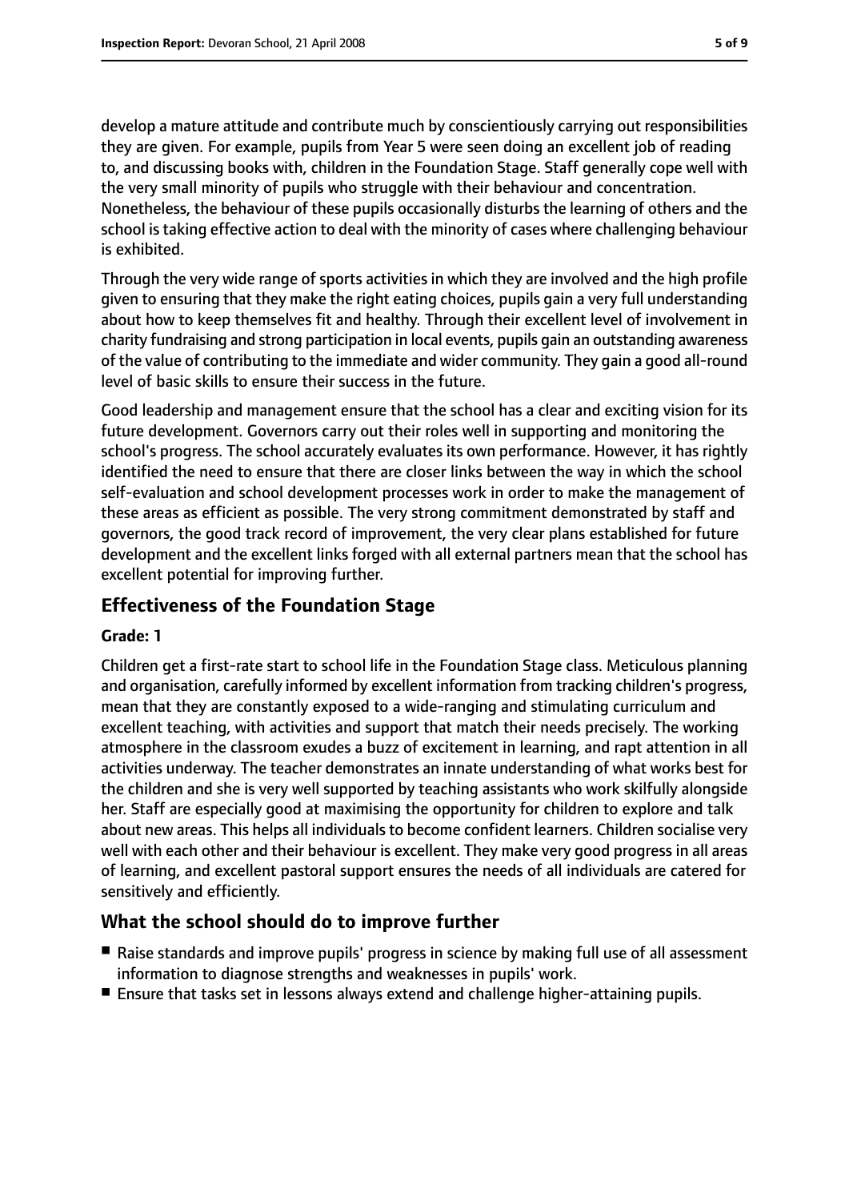develop a mature attitude and contribute much by conscientiously carrying out responsibilities they are given. For example, pupils from Year 5 were seen doing an excellent job of reading to, and discussing books with, children in the Foundation Stage. Staff generally cope well with the very small minority of pupils who struggle with their behaviour and concentration. Nonetheless, the behaviour of these pupils occasionally disturbs the learning of others and the school is taking effective action to deal with the minority of cases where challenging behaviour is exhibited.

Through the very wide range of sports activities in which they are involved and the high profile given to ensuring that they make the right eating choices, pupils gain a very full understanding about how to keep themselves fit and healthy. Through their excellent level of involvement in charity fundraising and strong participation in local events, pupils gain an outstanding awareness of the value of contributing to the immediate and wider community. They gain a good all-round level of basic skills to ensure their success in the future.

Good leadership and management ensure that the school has a clear and exciting vision for its future development. Governors carry out their roles well in supporting and monitoring the school's progress. The school accurately evaluates its own performance. However, it has rightly identified the need to ensure that there are closer links between the way in which the school self-evaluation and school development processes work in order to make the management of these areas as efficient as possible. The very strong commitment demonstrated by staff and governors, the good track record of improvement, the very clear plans established for future development and the excellent links forged with all external partners mean that the school has excellent potential for improving further.

## Effectiveness of the Foundation Stage

**Grade: 1**

Children get a first-rate start to school life in the Foundation Stage class. Meticulous planning and organisation, carefully informed by excellent information from tracking children's progress, mean that they are constantly exposed to a wide-ranging and stimulating curriculum and excellent teaching, with activities and support that match their needs precisely. The working atmosphere in the classroom exudes a buzz of excitement in learning, and rapt attention in all activities underway. The teacher demonstrates an innate understanding of what works best for the children and she is very well supported by teaching assistants who work skilfully alongside her. Staff are especially good at maximising the opportunity for children to explore and talk about new areas. This helps all individuals to become confident learners. Children socialise very well with each other and their behaviour is excellent. They make very good progress in all areas of learning, and excellent pastoral support ensures the needs of all individuals are catered for sensitively and efficiently.

## What the school should do to improve further

- Raise standards and improve pupils' progress in science by making full use of all assessment information to diagnose strengths and weaknesses in pupils' work.
- Ensure that tasks set in lessons always extend and challenge higher-attaining pupils.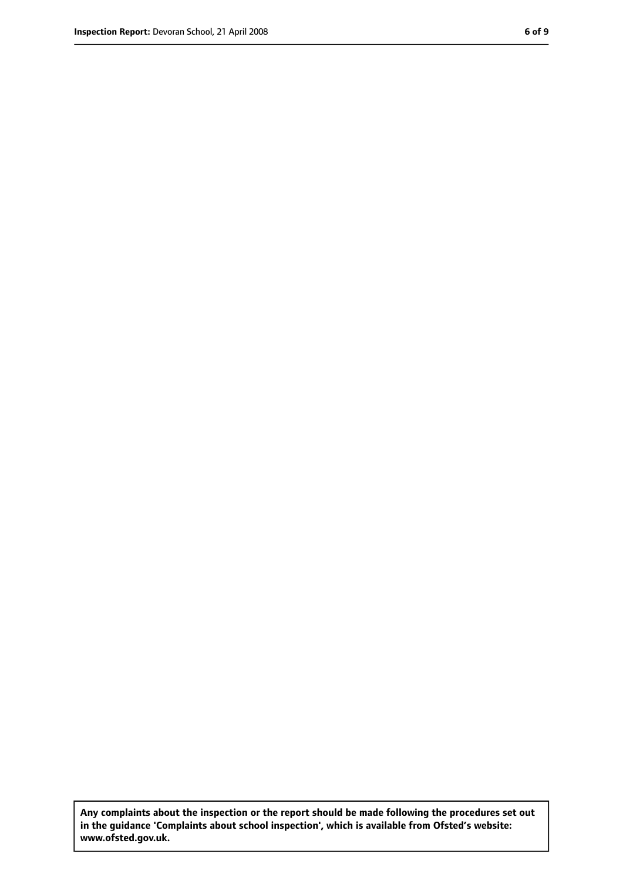**Any complaints about the inspection or the report should be made following the procedures set out in the guidance 'Complaints about school inspection', which is available from Ofsted's website: www.ofsted.gov.uk.**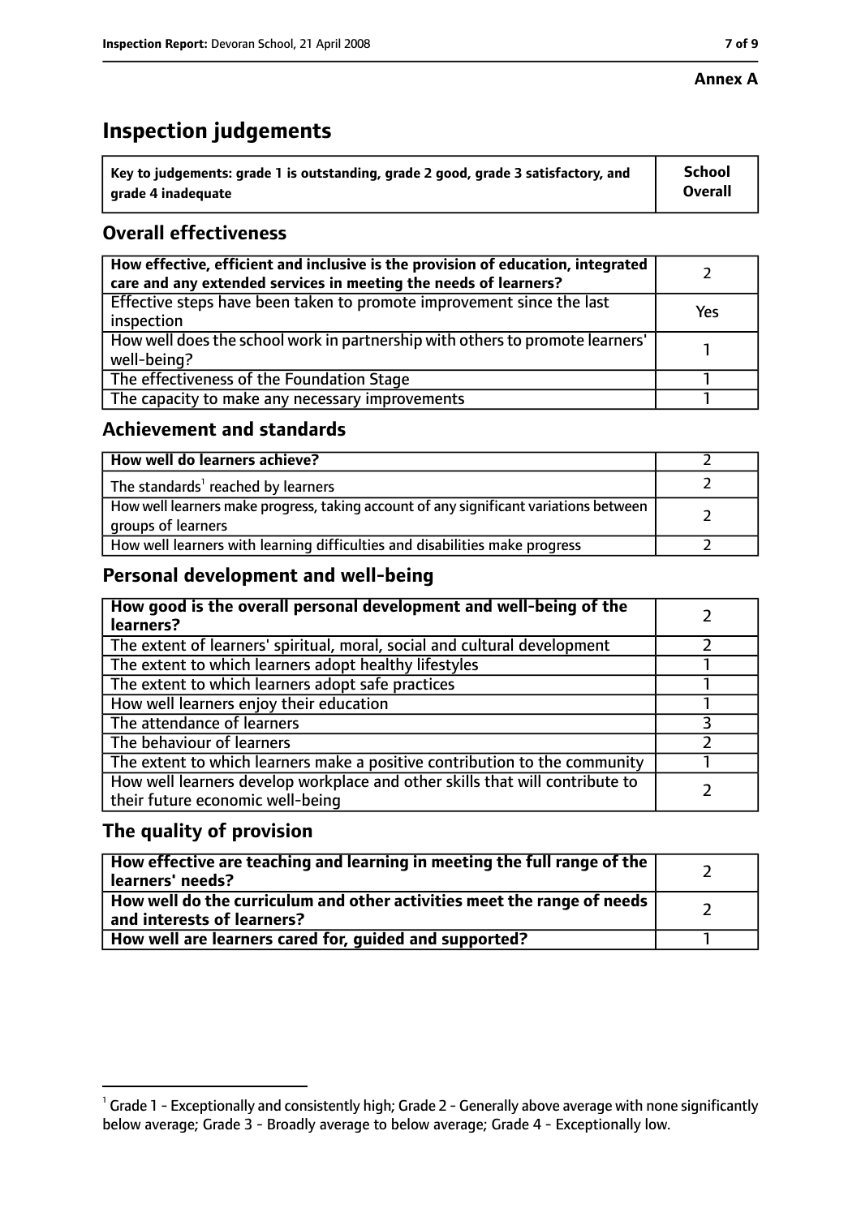**Annex A**

# Inspection judgements

| Key to judgements: grade 1 is outstanding, grade 2 good, grade 3 satisfactory, and grade 4 inadequate | School Overall |
|---|---|

## Overall effectiveness

| | |
|---|---|
| **How effective, efficient and inclusive is the provision of education, integrated care and any extended services in meeting the needs of learners?** | 2 |
| Effective steps have been taken to promote improvement since the last inspection | Yes |
| How well does the school work in partnership with others to promote learners' well-being? | 1 |
| The effectiveness of the Foundation Stage | 1 |
| The capacity to make any necessary improvements | 1 |

## Achievement and standards

| | |
|---|---|
| **How well do learners achieve?** | 2 |
| The standards[1] reached by learners | 2 |
| How well learners make progress, taking account of any significant variations between groups of learners | 2 |
| How well learners with learning difficulties and disabilities make progress | 2 |

## Personal development and well-being

| | |
|---|---|
| **How good is the overall personal development and well-being of the learners?** | 2 |
| The extent of learners' spiritual, moral, social and cultural development | 2 |
| The extent to which learners adopt healthy lifestyles | 1 |
| The extent to which learners adopt safe practices | 1 |
| How well learners enjoy their education | 1 |
| The attendance of learners | 3 |
| The behaviour of learners | 2 |
| The extent to which learners make a positive contribution to the community | 1 |
| How well learners develop workplace and other skills that will contribute to their future economic well-being | 2 |

## The quality of provision

| | |
|---|---|
| **How effective are teaching and learning in meeting the full range of the learners' needs?** | 2 |
| **How well do the curriculum and other activities meet the range of needs and interests of learners?** | 2 |
| **How well are learners cared for, guided and supported?** | 1 |

[1] Grade 1 - Exceptionally and consistently high; Grade 2 - Generally above average with none significantly below average; Grade 3 - Broadly average to below average; Grade 4 - Exceptionally low.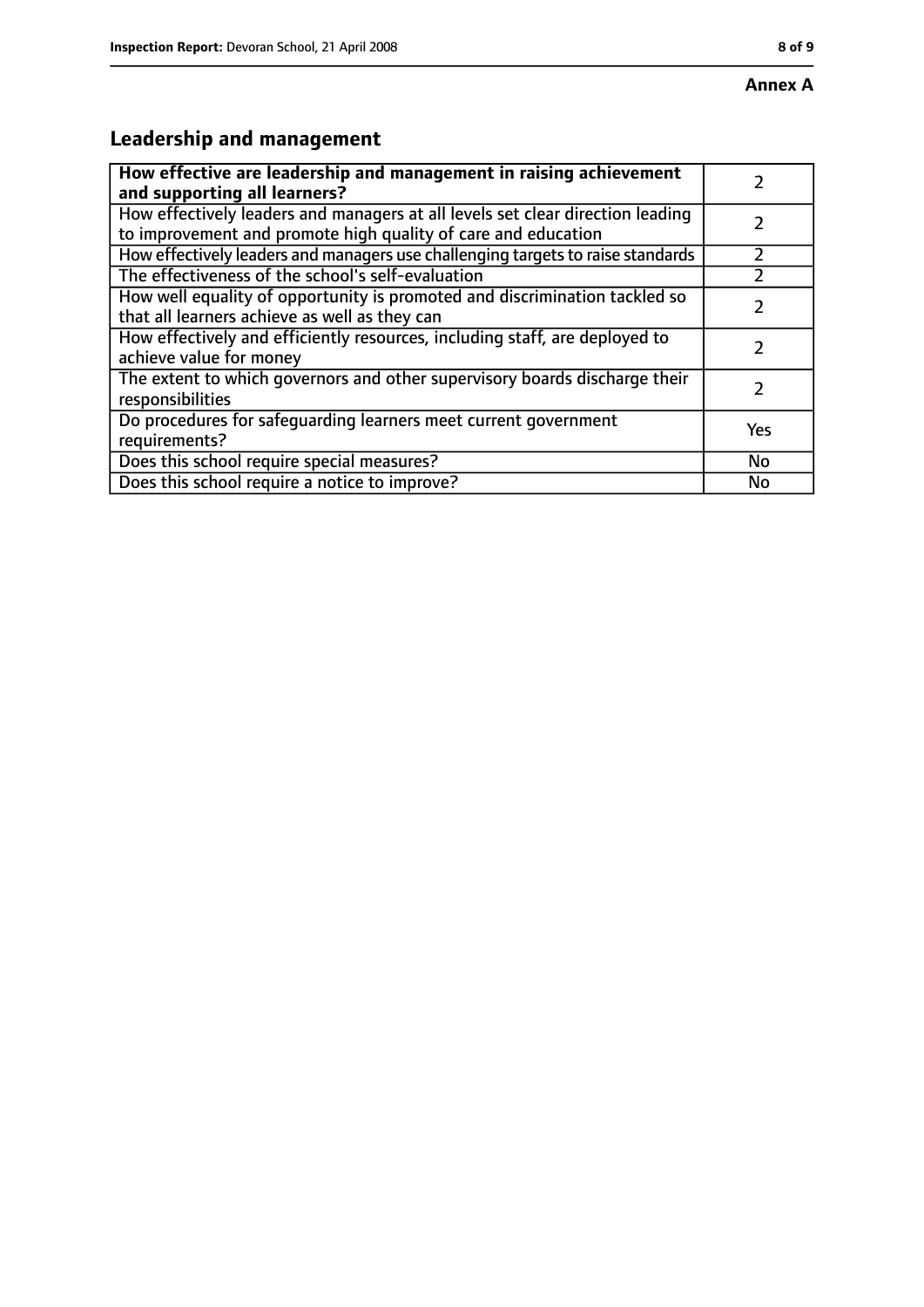**Annex A**

## Leadership and management

| **How effective are leadership and management in raising achievement and supporting all learners?** | 2 |
|---|---|
| How effectively leaders and managers at all levels set clear direction leading to improvement and promote high quality of care and education | 2 |
| How effectively leaders and managers use challenging targets to raise standards | 2 |
| The effectiveness of the school's self-evaluation | 2 |
| How well equality of opportunity is promoted and discrimination tackled so that all learners achieve as well as they can | 2 |
| How effectively and efficiently resources, including staff, are deployed to achieve value for money | 2 |
| The extent to which governors and other supervisory boards discharge their responsibilities | 2 |
| Do procedures for safeguarding learners meet current government requirements? | Yes |
| Does this school require special measures? | No |
| Does this school require a notice to improve? | No |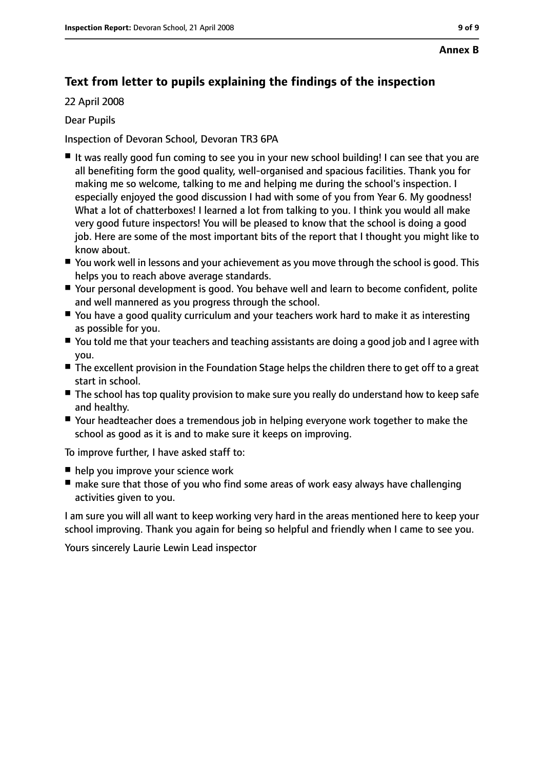**Annex B**

## Text from letter to pupils explaining the findings of the inspection

22 April 2008

Dear Pupils

Inspection of Devoran School, Devoran TR3 6PA

- It was really good fun coming to see you in your new school building! I can see that you are all benefiting form the good quality, well-organised and spacious facilities. Thank you for making me so welcome, talking to me and helping me during the school's inspection. I especially enjoyed the good discussion I had with some of you from Year 6. My goodness! What a lot of chatterboxes! I learned a lot from talking to you. I think you would all make very good future inspectors! You will be pleased to know that the school is doing a good job. Here are some of the most important bits of the report that I thought you might like to know about.
- You work well in lessons and your achievement as you move through the school is good. This helps you to reach above average standards.
- Your personal development is good. You behave well and learn to become confident, polite and well mannered as you progress through the school.
- You have a good quality curriculum and your teachers work hard to make it as interesting as possible for you.
- You told me that your teachers and teaching assistants are doing a good job and I agree with you.
- The excellent provision in the Foundation Stage helps the children there to get off to a great start in school.
- The school has top quality provision to make sure you really do understand how to keep safe and healthy.
- Your headteacher does a tremendous job in helping everyone work together to make the school as good as it is and to make sure it keeps on improving.

To improve further, I have asked staff to:

- help you improve your science work
- make sure that those of you who find some areas of work easy always have challenging activities given to you.

I am sure you will all want to keep working very hard in the areas mentioned here to keep your school improving. Thank you again for being so helpful and friendly when I came to see you.

Yours sincerely Laurie Lewin Lead inspector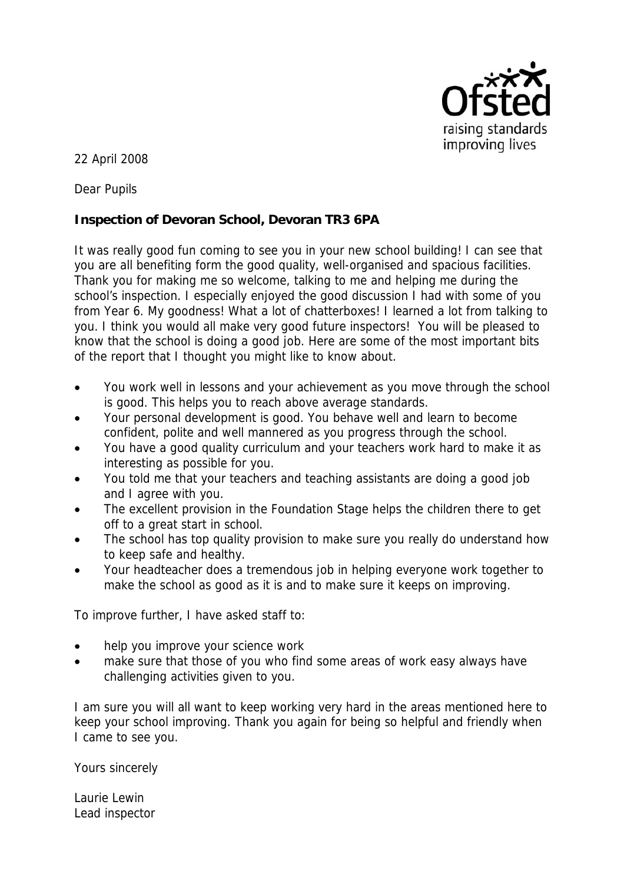22 April 2008

Dear Pupils

**Inspection of Devoran School, Devoran TR3 6PA**

It was really good fun coming to see you in your new school building! I can see that you are all benefiting form the good quality, well-organised and spacious facilities. Thank you for making me so welcome, talking to me and helping me during the school's inspection. I especially enjoyed the good discussion I had with some of you from Year 6. My goodness! What a lot of chatterboxes! I learned a lot from talking to you. I think you would all make very good future inspectors! You will be pleased to know that the school is doing a good job. Here are some of the most important bits of the report that I thought you might like to know about.

- You work well in lessons and your achievement as you move through the school is good. This helps you to reach above average standards.
- Your personal development is good. You behave well and learn to become confident, polite and well mannered as you progress through the school.
- You have a good quality curriculum and your teachers work hard to make it as interesting as possible for you.
- You told me that your teachers and teaching assistants are doing a good job and I agree with you.
- The excellent provision in the Foundation Stage helps the children there to get off to a great start in school.
- The school has top quality provision to make sure you really do understand how to keep safe and healthy.
- Your headteacher does a tremendous job in helping everyone work together to make the school as good as it is and to make sure it keeps on improving.

To improve further, I have asked staff to:

- help you improve your science work
- make sure that those of you who find some areas of work easy always have challenging activities given to you.

I am sure you will all want to keep working very hard in the areas mentioned here to keep your school improving. Thank you again for being so helpful and friendly when I came to see you.

Yours sincerely

Laurie Lewin
Lead inspector